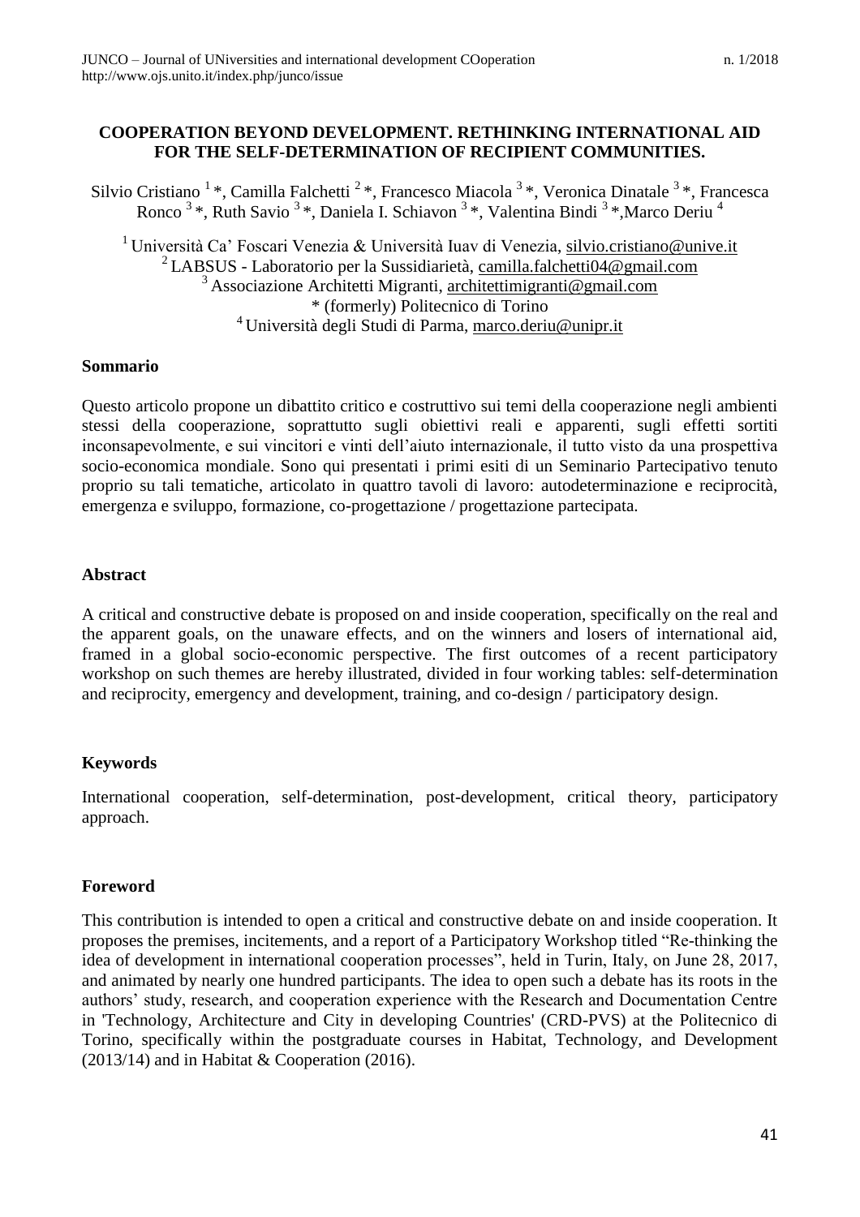# COOPERATION BEYOND DEVELOPMENT. RETHINKING INTERNATIONAL AID FOR THE SELF-DETERMINATION OF RECIPIENT COMMUNITIES.

Silvio Cristiano [1]*, Camilla Falchetti [2]*, Francesco Miacola [3]*, Veronica Dinatale [3]*, Francesca Ronco [3]*, Ruth Savio [3]*, Daniela I. Schiavon [3]*, Valentina Bindi [3]*, Marco Deriu [4]

[1] Università Ca' Foscari Venezia & Università Iuav di Venezia, silvio.cristiano@unive.it
[2] LABSUS - Laboratorio per la Sussidiarietà, camilla.falchetti04@gmail.com
[3] Associazione Architetti Migranti, architettimigranti@gmail.com
* (formerly) Politecnico di Torino
[4] Università degli Studi di Parma, marco.deriu@unipr.it

### Sommario

Questo articolo propone un dibattito critico e costruttivo sui temi della cooperazione negli ambienti stessi della cooperazione, soprattutto sugli obiettivi reali e apparenti, sugli effetti sortiti inconsapevolmente, e sui vincitori e vinti dell'aiuto internazionale, il tutto visto da una prospettiva socio-economica mondiale. Sono qui presentati i primi esiti di un Seminario Partecipativo tenuto proprio su tali tematiche, articolato in quattro tavoli di lavoro: autodeterminazione e reciprocità, emergenza e sviluppo, formazione, co-progettazione / progettazione partecipata.

### Abstract

A critical and constructive debate is proposed on and inside cooperation, specifically on the real and the apparent goals, on the unaware effects, and on the winners and losers of international aid, framed in a global socio-economic perspective. The first outcomes of a recent participatory workshop on such themes are hereby illustrated, divided in four working tables: self-determination and reciprocity, emergency and development, training, and co-design / participatory design.

### Keywords

International cooperation, self-determination, post-development, critical theory, participatory approach.

### Foreword

This contribution is intended to open a critical and constructive debate on and inside cooperation. It proposes the premises, incitements, and a report of a Participatory Workshop titled "Re-thinking the idea of development in international cooperation processes", held in Turin, Italy, on June 28, 2017, and animated by nearly one hundred participants. The idea to open such a debate has its roots in the authors' study, research, and cooperation experience with the Research and Documentation Centre in 'Technology, Architecture and City in developing Countries' (CRD-PVS) at the Politecnico di Torino, specifically within the postgraduate courses in Habitat, Technology, and Development (2013/14) and in Habitat & Cooperation (2016).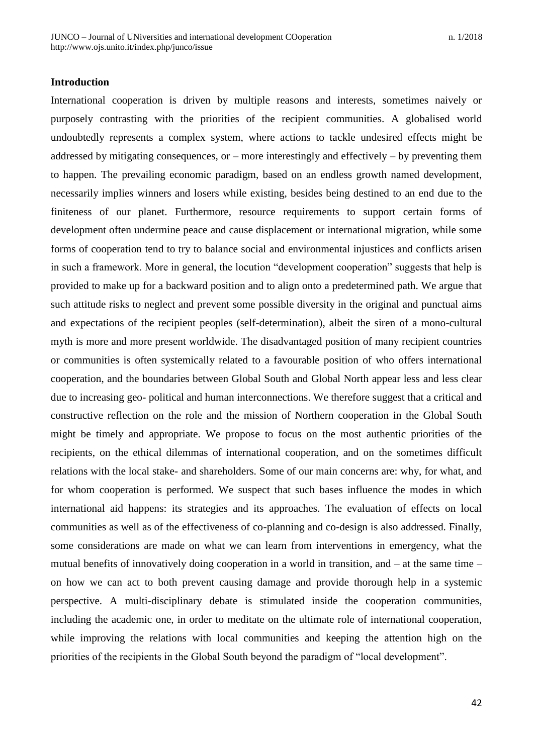## Introduction

International cooperation is driven by multiple reasons and interests, sometimes naively or purposely contrasting with the priorities of the recipient communities. A globalised world undoubtedly represents a complex system, where actions to tackle undesired effects might be addressed by mitigating consequences, or – more interestingly and effectively – by preventing them to happen. The prevailing economic paradigm, based on an endless growth named development, necessarily implies winners and losers while existing, besides being destined to an end due to the finiteness of our planet. Furthermore, resource requirements to support certain forms of development often undermine peace and cause displacement or international migration, while some forms of cooperation tend to try to balance social and environmental injustices and conflicts arisen in such a framework. More in general, the locution "development cooperation" suggests that help is provided to make up for a backward position and to align onto a predetermined path. We argue that such attitude risks to neglect and prevent some possible diversity in the original and punctual aims and expectations of the recipient peoples (self-determination), albeit the siren of a mono-cultural myth is more and more present worldwide. The disadvantaged position of many recipient countries or communities is often systemically related to a favourable position of who offers international cooperation, and the boundaries between Global South and Global North appear less and less clear due to increasing geo- political and human interconnections. We therefore suggest that a critical and constructive reflection on the role and the mission of Northern cooperation in the Global South might be timely and appropriate. We propose to focus on the most authentic priorities of the recipients, on the ethical dilemmas of international cooperation, and on the sometimes difficult relations with the local stake- and shareholders. Some of our main concerns are: why, for what, and for whom cooperation is performed. We suspect that such bases influence the modes in which international aid happens: its strategies and its approaches. The evaluation of effects on local communities as well as of the effectiveness of co-planning and co-design is also addressed. Finally, some considerations are made on what we can learn from interventions in emergency, what the mutual benefits of innovatively doing cooperation in a world in transition, and – at the same time – on how we can act to both prevent causing damage and provide thorough help in a systemic perspective. A multi-disciplinary debate is stimulated inside the cooperation communities, including the academic one, in order to meditate on the ultimate role of international cooperation, while improving the relations with local communities and keeping the attention high on the priorities of the recipients in the Global South beyond the paradigm of "local development".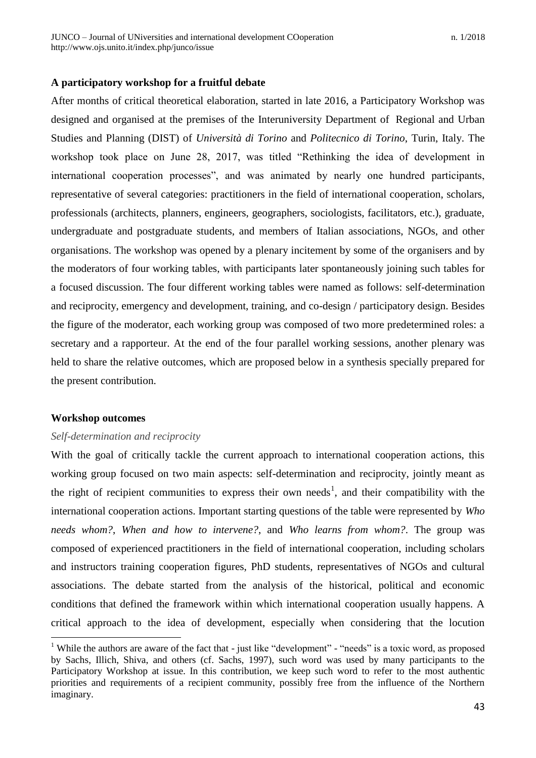### A participatory workshop for a fruitful debate

After months of critical theoretical elaboration, started in late 2016, a Participatory Workshop was designed and organised at the premises of the Interuniversity Department of Regional and Urban Studies and Planning (DIST) of *Università di Torino* and *Politecnico di Torino*, Turin, Italy. The workshop took place on June 28, 2017, was titled "Rethinking the idea of development in international cooperation processes", and was animated by nearly one hundred participants, representative of several categories: practitioners in the field of international cooperation, scholars, professionals (architects, planners, engineers, geographers, sociologists, facilitators, etc.), graduate, undergraduate and postgraduate students, and members of Italian associations, NGOs, and other organisations. The workshop was opened by a plenary incitement by some of the organisers and by the moderators of four working tables, with participants later spontaneously joining such tables for a focused discussion. The four different working tables were named as follows: self-determination and reciprocity, emergency and development, training, and co-design / participatory design. Besides the figure of the moderator, each working group was composed of two more predetermined roles: a secretary and a rapporteur. At the end of the four parallel working sessions, another plenary was held to share the relative outcomes, which are proposed below in a synthesis specially prepared for the present contribution.

### Workshop outcomes

#### *Self-determination and reciprocity*

With the goal of critically tackle the current approach to international cooperation actions, this working group focused on two main aspects: self-determination and reciprocity, jointly meant as the right of recipient communities to express their own needs[1], and their compatibility with the international cooperation actions. Important starting questions of the table were represented by *Who needs whom?*, *When and how to intervene?*, and *Who learns from whom?*. The group was composed of experienced practitioners in the field of international cooperation, including scholars and instructors training cooperation figures, PhD students, representatives of NGOs and cultural associations. The debate started from the analysis of the historical, political and economic conditions that defined the framework within which international cooperation usually happens. A critical approach to the idea of development, especially when considering that the locution

[1] While the authors are aware of the fact that - just like "development" - "needs" is a toxic word, as proposed by Sachs, Illich, Shiva, and others (cf. Sachs, 1997), such word was used by many participants to the Participatory Workshop at issue. In this contribution, we keep such word to refer to the most authentic priorities and requirements of a recipient community, possibly free from the influence of the Northern imaginary.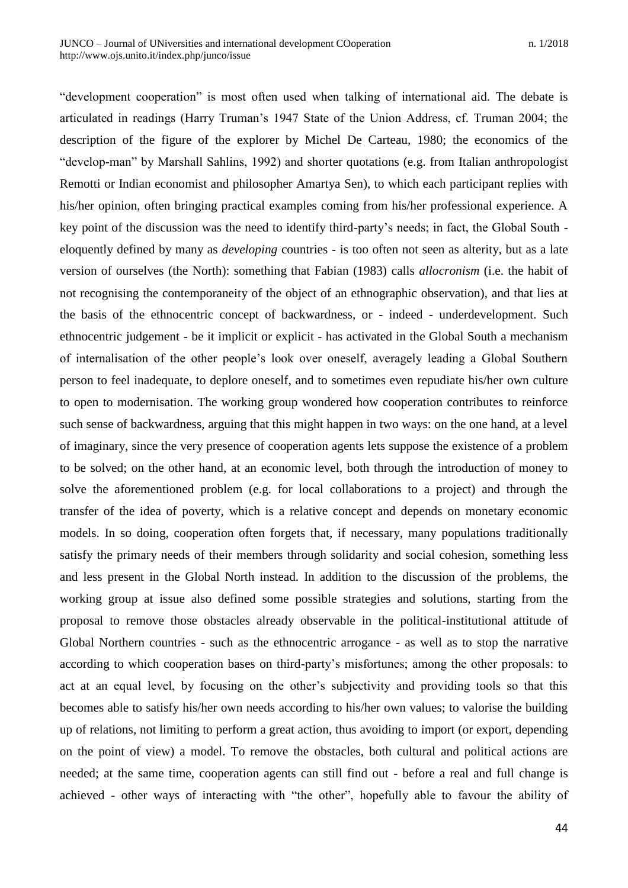"development cooperation" is most often used when talking of international aid. The debate is articulated in readings (Harry Truman's 1947 State of the Union Address, cf. Truman 2004; the description of the figure of the explorer by Michel De Carteau, 1980; the economics of the "develop-man" by Marshall Sahlins, 1992) and shorter quotations (e.g. from Italian anthropologist Remotti or Indian economist and philosopher Amartya Sen), to which each participant replies with his/her opinion, often bringing practical examples coming from his/her professional experience. A key point of the discussion was the need to identify third-party's needs; in fact, the Global South - eloquently defined by many as *developing* countries - is too often not seen as alterity, but as a late version of ourselves (the North): something that Fabian (1983) calls *allocronism* (i.e. the habit of not recognising the contemporaneity of the object of an ethnographic observation), and that lies at the basis of the ethnocentric concept of backwardness, or - indeed - underdevelopment. Such ethnocentric judgement - be it implicit or explicit - has activated in the Global South a mechanism of internalisation of the other people's look over oneself, averagely leading a Global Southern person to feel inadequate, to deplore oneself, and to sometimes even repudiate his/her own culture to open to modernisation. The working group wondered how cooperation contributes to reinforce such sense of backwardness, arguing that this might happen in two ways: on the one hand, at a level of imaginary, since the very presence of cooperation agents lets suppose the existence of a problem to be solved; on the other hand, at an economic level, both through the introduction of money to solve the aforementioned problem (e.g. for local collaborations to a project) and through the transfer of the idea of poverty, which is a relative concept and depends on monetary economic models. In so doing, cooperation often forgets that, if necessary, many populations traditionally satisfy the primary needs of their members through solidarity and social cohesion, something less and less present in the Global North instead. In addition to the discussion of the problems, the working group at issue also defined some possible strategies and solutions, starting from the proposal to remove those obstacles already observable in the political-institutional attitude of Global Northern countries - such as the ethnocentric arrogance - as well as to stop the narrative according to which cooperation bases on third-party's misfortunes; among the other proposals: to act at an equal level, by focusing on the other's subjectivity and providing tools so that this becomes able to satisfy his/her own needs according to his/her own values; to valorise the building up of relations, not limiting to perform a great action, thus avoiding to import (or export, depending on the point of view) a model. To remove the obstacles, both cultural and political actions are needed; at the same time, cooperation agents can still find out - before a real and full change is achieved - other ways of interacting with "the other", hopefully able to favour the ability of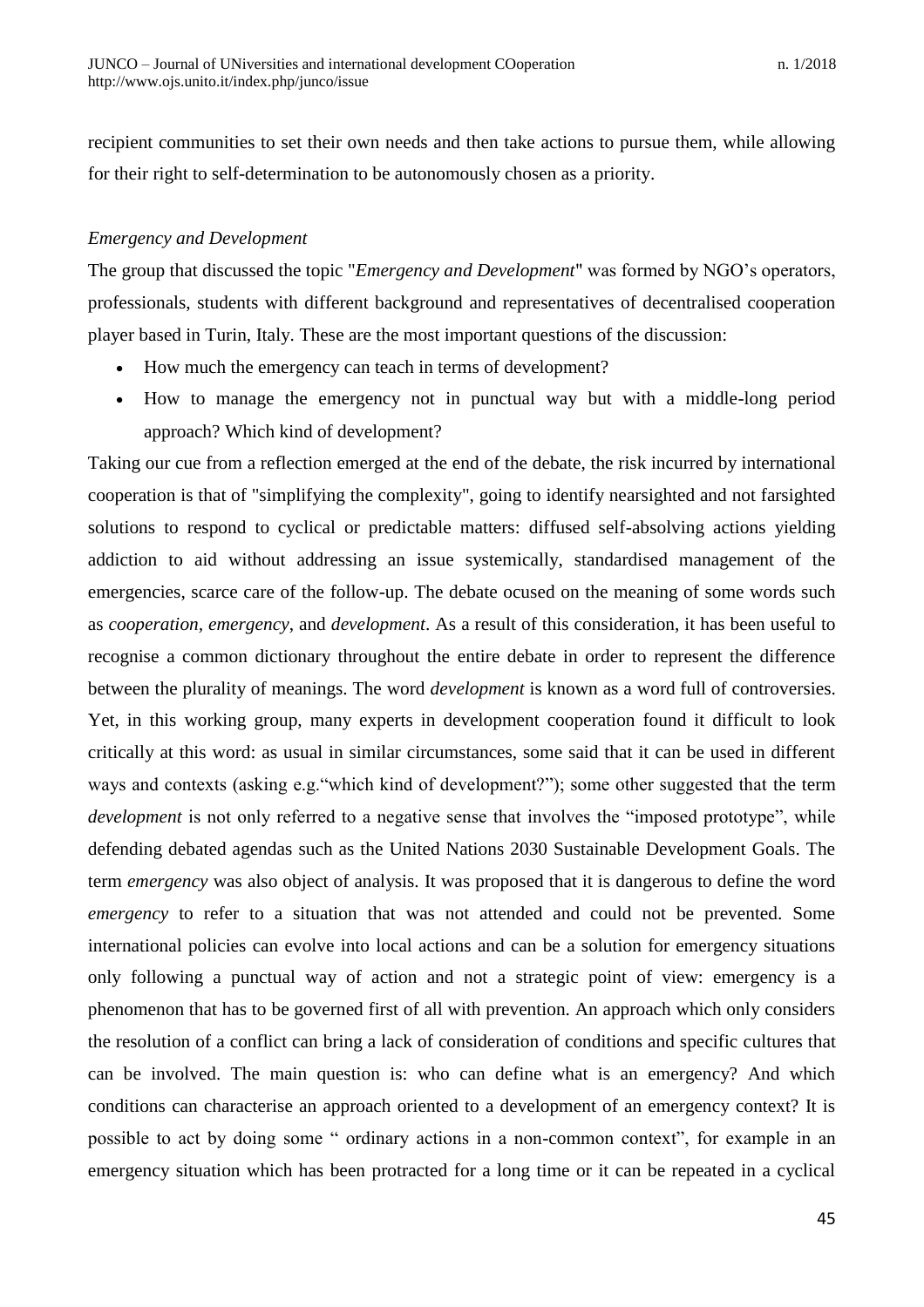recipient communities to set their own needs and then take actions to pursue them, while allowing for their right to self-determination to be autonomously chosen as a priority.

*Emergency and Development*

The group that discussed the topic "*Emergency and Development*" was formed by NGO's operators, professionals, students with different background and representatives of decentralised cooperation player based in Turin, Italy. These are the most important questions of the discussion:

- How much the emergency can teach in terms of development?
- How to manage the emergency not in punctual way but with a middle-long period approach? Which kind of development?

Taking our cue from a reflection emerged at the end of the debate, the risk incurred by international cooperation is that of "simplifying the complexity", going to identify nearsighted and not farsighted solutions to respond to cyclical or predictable matters: diffused self-absolving actions yielding addiction to aid without addressing an issue systemically, standardised management of the emergencies, scarce care of the follow-up. The debate ocused on the meaning of some words such as *cooperation, emergency*, and *development*. As a result of this consideration, it has been useful to recognise a common dictionary throughout the entire debate in order to represent the difference between the plurality of meanings. The word *development* is known as a word full of controversies. Yet, in this working group, many experts in development cooperation found it difficult to look critically at this word: as usual in similar circumstances, some said that it can be used in different ways and contexts (asking e.g."which kind of development?"); some other suggested that the term *development* is not only referred to a negative sense that involves the "imposed prototype", while defending debated agendas such as the United Nations 2030 Sustainable Development Goals. The term *emergency* was also object of analysis. It was proposed that it is dangerous to define the word *emergency* to refer to a situation that was not attended and could not be prevented. Some international policies can evolve into local actions and can be a solution for emergency situations only following a punctual way of action and not a strategic point of view: emergency is a phenomenon that has to be governed first of all with prevention. An approach which only considers the resolution of a conflict can bring a lack of consideration of conditions and specific cultures that can be involved. The main question is: who can define what is an emergency? And which conditions can characterise an approach oriented to a development of an emergency context? It is possible to act by doing some " ordinary actions in a non-common context", for example in an emergency situation which has been protracted for a long time or it can be repeated in a cyclical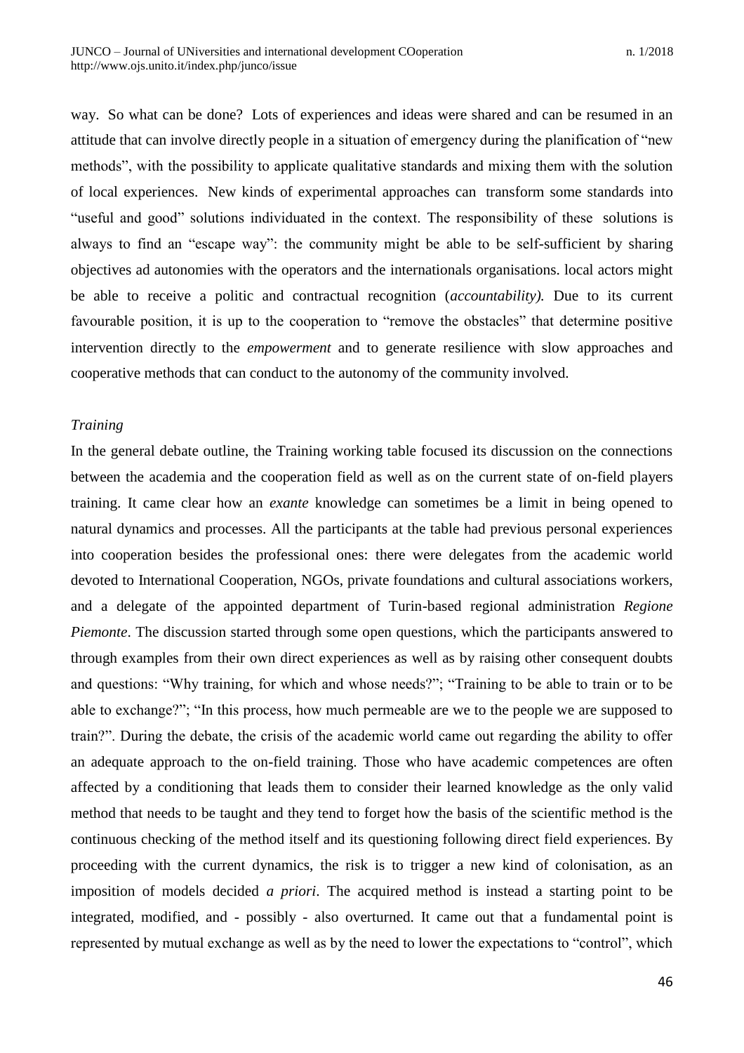way. So what can be done? Lots of experiences and ideas were shared and can be resumed in an attitude that can involve directly people in a situation of emergency during the planification of "new methods", with the possibility to applicate qualitative standards and mixing them with the solution of local experiences. New kinds of experimental approaches can transform some standards into "useful and good" solutions individuated in the context. The responsibility of these solutions is always to find an "escape way": the community might be able to be self-sufficient by sharing objectives ad autonomies with the operators and the internationals organisations. local actors might be able to receive a politic and contractual recognition (*accountability).* Due to its current favourable position, it is up to the cooperation to "remove the obstacles" that determine positive intervention directly to the *empowerment* and to generate resilience with slow approaches and cooperative methods that can conduct to the autonomy of the community involved.

*Training*

In the general debate outline, the Training working table focused its discussion on the connections between the academia and the cooperation field as well as on the current state of on-field players training. It came clear how an *exante* knowledge can sometimes be a limit in being opened to natural dynamics and processes. All the participants at the table had previous personal experiences into cooperation besides the professional ones: there were delegates from the academic world devoted to International Cooperation, NGOs, private foundations and cultural associations workers, and a delegate of the appointed department of Turin-based regional administration *Regione Piemonte*. The discussion started through some open questions, which the participants answered to through examples from their own direct experiences as well as by raising other consequent doubts and questions: "Why training, for which and whose needs?"; "Training to be able to train or to be able to exchange?"; "In this process, how much permeable are we to the people we are supposed to train?". During the debate, the crisis of the academic world came out regarding the ability to offer an adequate approach to the on-field training. Those who have academic competences are often affected by a conditioning that leads them to consider their learned knowledge as the only valid method that needs to be taught and they tend to forget how the basis of the scientific method is the continuous checking of the method itself and its questioning following direct field experiences. By proceeding with the current dynamics, the risk is to trigger a new kind of colonisation, as an imposition of models decided *a priori*. The acquired method is instead a starting point to be integrated, modified, and - possibly - also overturned. It came out that a fundamental point is represented by mutual exchange as well as by the need to lower the expectations to "control", which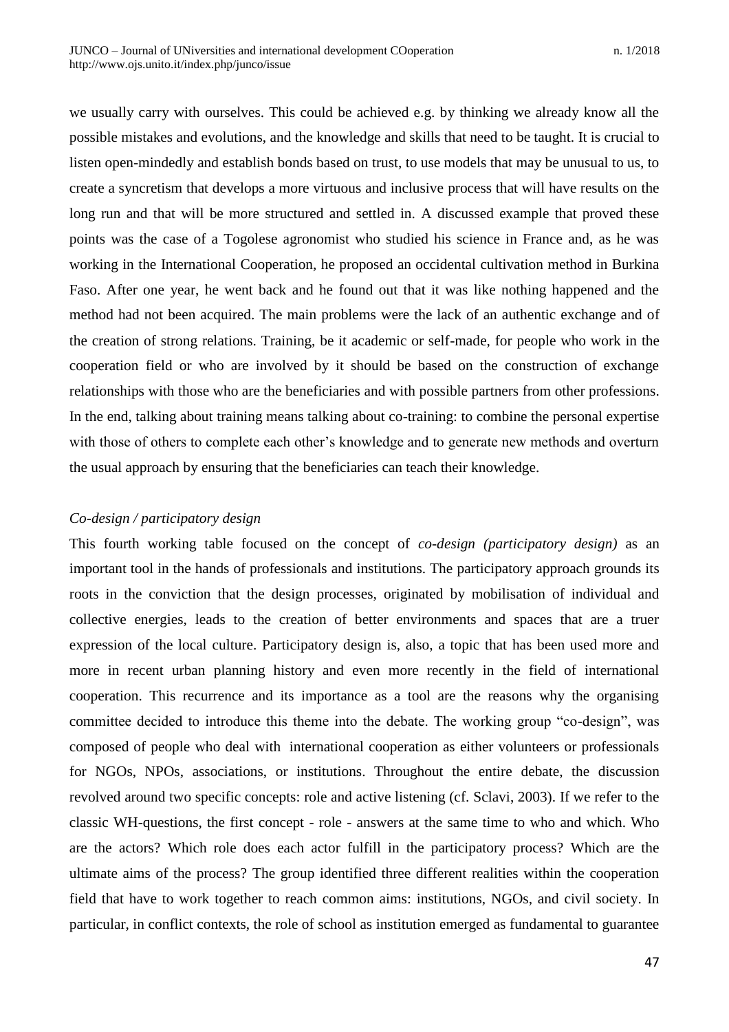we usually carry with ourselves. This could be achieved e.g. by thinking we already know all the possible mistakes and evolutions, and the knowledge and skills that need to be taught. It is crucial to listen open-mindedly and establish bonds based on trust, to use models that may be unusual to us, to create a syncretism that develops a more virtuous and inclusive process that will have results on the long run and that will be more structured and settled in. A discussed example that proved these points was the case of a Togolese agronomist who studied his science in France and, as he was working in the International Cooperation, he proposed an occidental cultivation method in Burkina Faso. After one year, he went back and he found out that it was like nothing happened and the method had not been acquired. The main problems were the lack of an authentic exchange and of the creation of strong relations. Training, be it academic or self-made, for people who work in the cooperation field or who are involved by it should be based on the construction of exchange relationships with those who are the beneficiaries and with possible partners from other professions. In the end, talking about training means talking about co-training: to combine the personal expertise with those of others to complete each other's knowledge and to generate new methods and overturn the usual approach by ensuring that the beneficiaries can teach their knowledge.

*Co-design / participatory design*

This fourth working table focused on the concept of *co-design (participatory design)* as an important tool in the hands of professionals and institutions. The participatory approach grounds its roots in the conviction that the design processes, originated by mobilisation of individual and collective energies, leads to the creation of better environments and spaces that are a truer expression of the local culture. Participatory design is, also, a topic that has been used more and more in recent urban planning history and even more recently in the field of international cooperation. This recurrence and its importance as a tool are the reasons why the organising committee decided to introduce this theme into the debate. The working group "co-design", was composed of people who deal with international cooperation as either volunteers or professionals for NGOs, NPOs, associations, or institutions. Throughout the entire debate, the discussion revolved around two specific concepts: role and active listening (cf. Sclavi, 2003). If we refer to the classic WH-questions, the first concept - role - answers at the same time to who and which. Who are the actors? Which role does each actor fulfill in the participatory process? Which are the ultimate aims of the process? The group identified three different realities within the cooperation field that have to work together to reach common aims: institutions, NGOs, and civil society. In particular, in conflict contexts, the role of school as institution emerged as fundamental to guarantee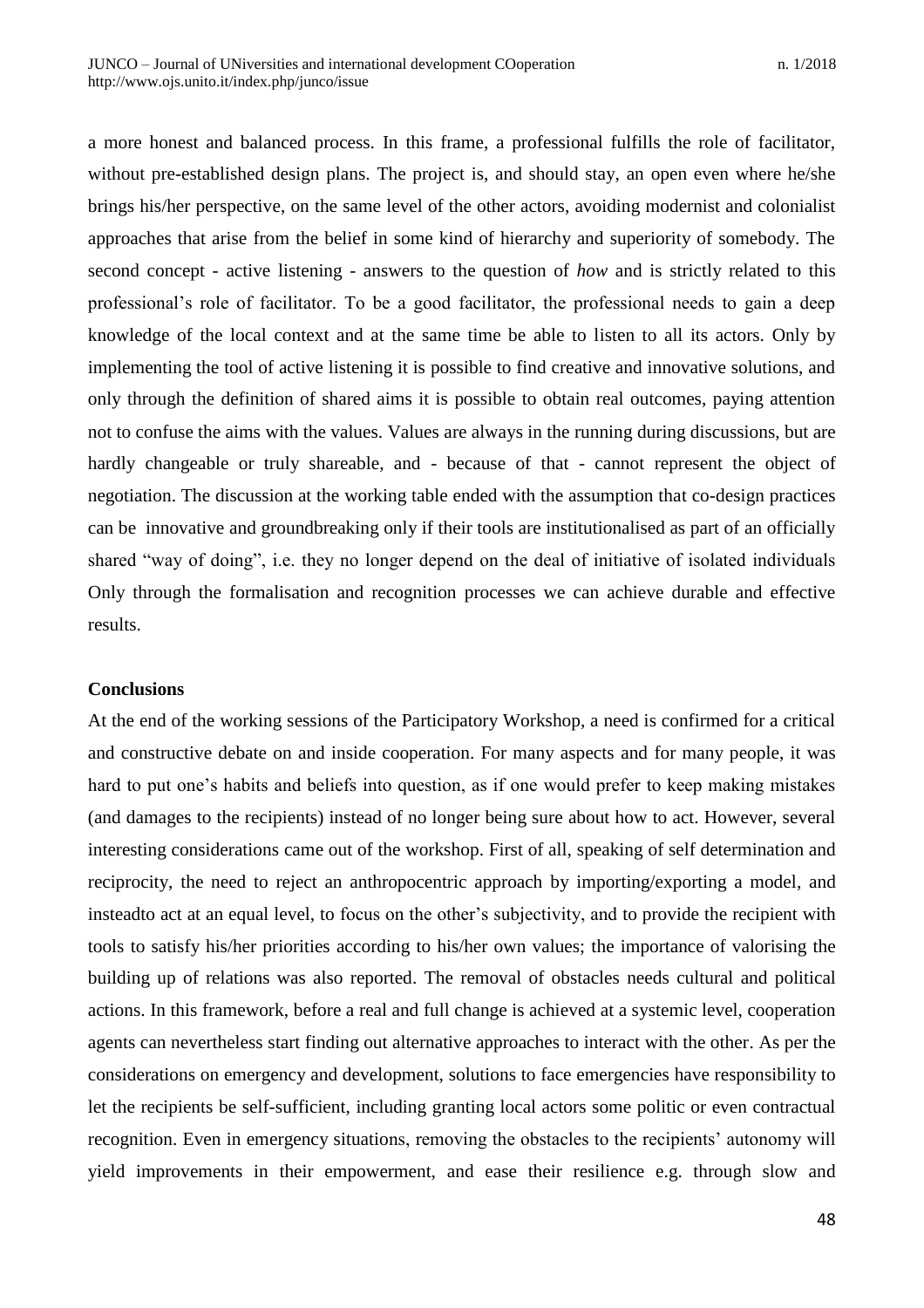a more honest and balanced process. In this frame, a professional fulfills the role of facilitator, without pre-established design plans. The project is, and should stay, an open even where he/she brings his/her perspective, on the same level of the other actors, avoiding modernist and colonialist approaches that arise from the belief in some kind of hierarchy and superiority of somebody. The second concept - active listening - answers to the question of *how* and is strictly related to this professional's role of facilitator. To be a good facilitator, the professional needs to gain a deep knowledge of the local context and at the same time be able to listen to all its actors. Only by implementing the tool of active listening it is possible to find creative and innovative solutions, and only through the definition of shared aims it is possible to obtain real outcomes, paying attention not to confuse the aims with the values. Values are always in the running during discussions, but are hardly changeable or truly shareable, and - because of that - cannot represent the object of negotiation. The discussion at the working table ended with the assumption that co-design practices can be innovative and groundbreaking only if their tools are institutionalised as part of an officially shared "way of doing", i.e. they no longer depend on the deal of initiative of isolated individuals Only through the formalisation and recognition processes we can achieve durable and effective results.

**Conclusions**

At the end of the working sessions of the Participatory Workshop, a need is confirmed for a critical and constructive debate on and inside cooperation. For many aspects and for many people, it was hard to put one's habits and beliefs into question, as if one would prefer to keep making mistakes (and damages to the recipients) instead of no longer being sure about how to act. However, several interesting considerations came out of the workshop. First of all, speaking of self determination and reciprocity, the need to reject an anthropocentric approach by importing/exporting a model, and insteadto act at an equal level, to focus on the other's subjectivity, and to provide the recipient with tools to satisfy his/her priorities according to his/her own values; the importance of valorising the building up of relations was also reported. The removal of obstacles needs cultural and political actions. In this framework, before a real and full change is achieved at a systemic level, cooperation agents can nevertheless start finding out alternative approaches to interact with the other. As per the considerations on emergency and development, solutions to face emergencies have responsibility to let the recipients be self-sufficient, including granting local actors some politic or even contractual recognition. Even in emergency situations, removing the obstacles to the recipients' autonomy will yield improvements in their empowerment, and ease their resilience e.g. through slow and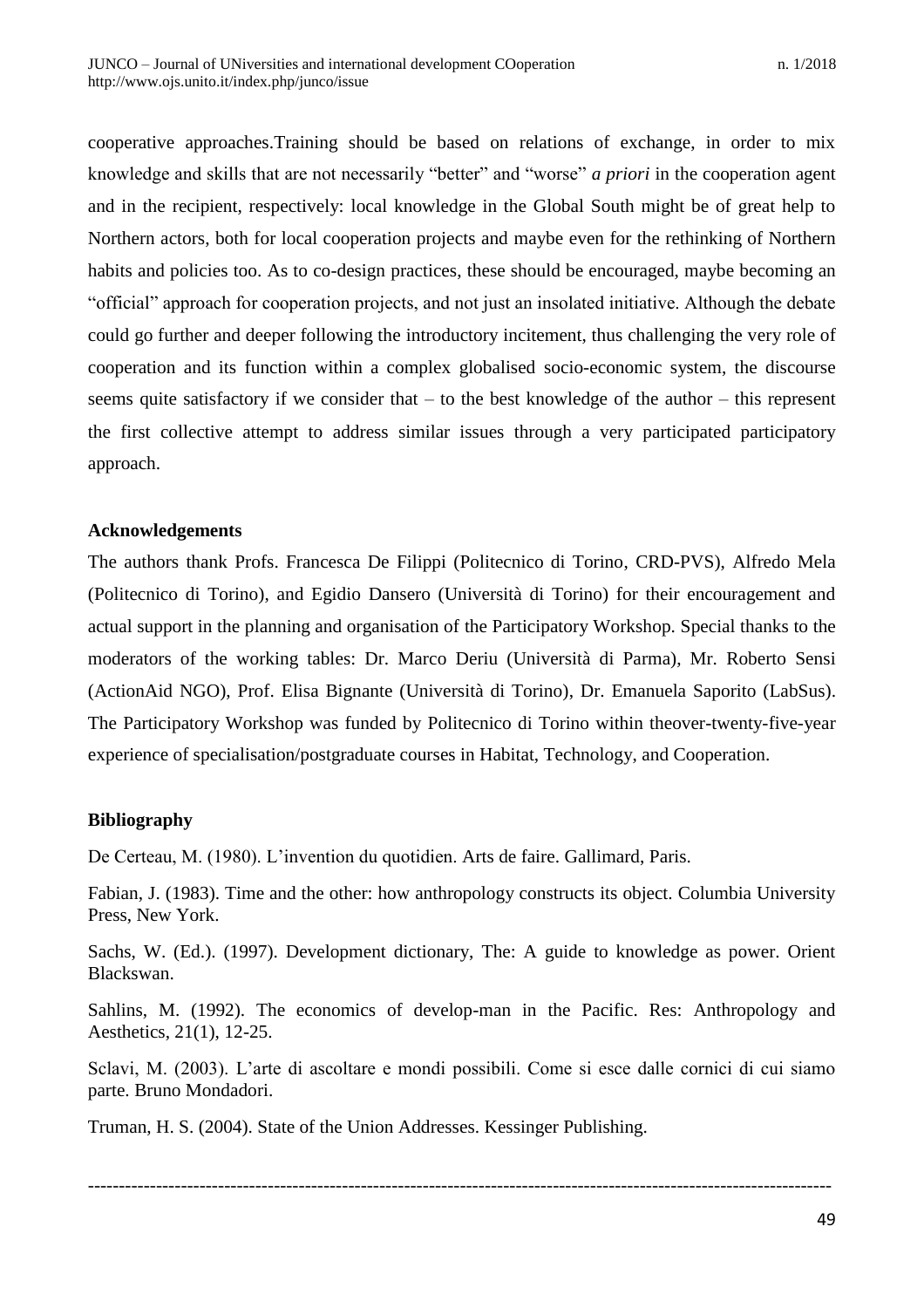cooperative approaches.Training should be based on relations of exchange, in order to mix knowledge and skills that are not necessarily "better" and "worse" *a priori* in the cooperation agent and in the recipient, respectively: local knowledge in the Global South might be of great help to Northern actors, both for local cooperation projects and maybe even for the rethinking of Northern habits and policies too. As to co-design practices, these should be encouraged, maybe becoming an "official" approach for cooperation projects, and not just an insolated initiative. Although the debate could go further and deeper following the introductory incitement, thus challenging the very role of cooperation and its function within a complex globalised socio-economic system, the discourse seems quite satisfactory if we consider that – to the best knowledge of the author – this represent the first collective attempt to address similar issues through a very participated participatory approach.

**Acknowledgements**

The authors thank Profs. Francesca De Filippi (Politecnico di Torino, CRD-PVS), Alfredo Mela (Politecnico di Torino), and Egidio Dansero (Università di Torino) for their encouragement and actual support in the planning and organisation of the Participatory Workshop. Special thanks to the moderators of the working tables: Dr. Marco Deriu (Università di Parma), Mr. Roberto Sensi (ActionAid NGO), Prof. Elisa Bignante (Università di Torino), Dr. Emanuela Saporito (LabSus). The Participatory Workshop was funded by Politecnico di Torino within theover-twenty-five-year experience of specialisation/postgraduate courses in Habitat, Technology, and Cooperation.

**Bibliography**

De Certeau, M. (1980). L'invention du quotidien. Arts de faire. Gallimard, Paris.

Fabian, J. (1983). Time and the other: how anthropology constructs its object. Columbia University Press, New York.

Sachs, W. (Ed.). (1997). Development dictionary, The: A guide to knowledge as power. Orient Blackswan.

Sahlins, M. (1992). The economics of develop-man in the Pacific. Res: Anthropology and Aesthetics, 21(1), 12-25.

Sclavi, M. (2003). L'arte di ascoltare e mondi possibili. Come si esce dalle cornici di cui siamo parte. Bruno Mondadori.

Truman, H. S. (2004). State of the Union Addresses. Kessinger Publishing.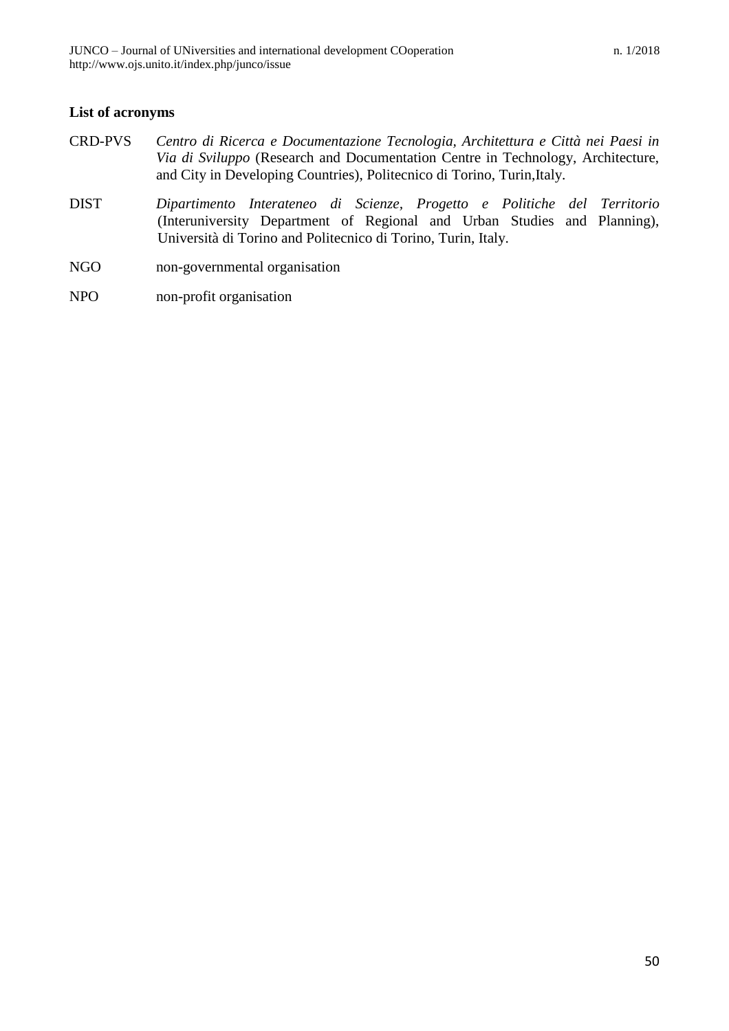**List of acronyms**

CRD-PVS *Centro di Ricerca e Documentazione Tecnologia, Architettura e Città nei Paesi in Via di Sviluppo* (Research and Documentation Centre in Technology, Architecture, and City in Developing Countries), Politecnico di Torino, Turin,Italy.

DIST *Dipartimento Interateneo di Scienze, Progetto e Politiche del Territorio* (Interuniversity Department of Regional and Urban Studies and Planning), Università di Torino and Politecnico di Torino, Turin, Italy.

NGO non-governmental organisation

NPO non-profit organisation